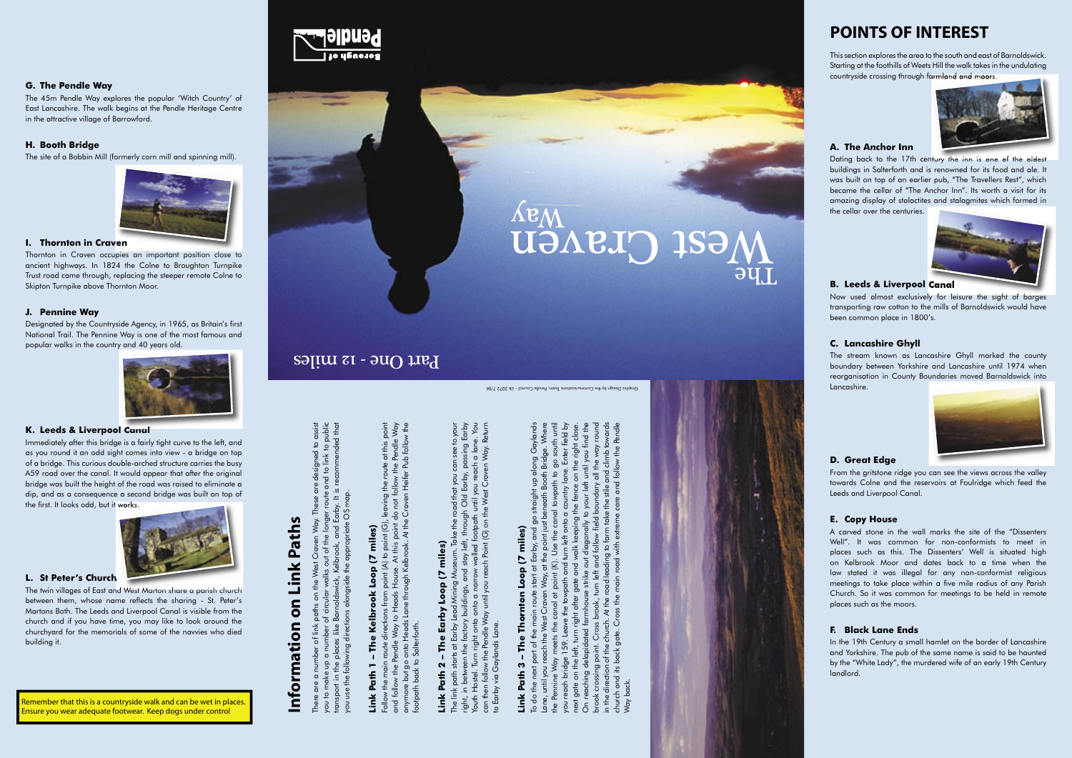## G. The Pendle Way

The 45m Pendle Way explores the popular 'Witch Country' of East Lancashire. The walk begins at the Pendle Heritage Centre in the attractive village of Barrowford.

## H. Booth Bridge

The site of a Bobbin Mill (formerly corn mill and spinning mill).

## I. Thornton in Craven

Thornton in Craven occupies an important position close to ancient highways. In 1824 the Colne to Broughton Turnpike Trust road came through, replacing the steeper remote Colne to Skipton Turnpike above Thornton Moor.

## J. Pennine Way

Designated by the Countryside Agency, in 1965, as Britain's first National Trail. The Pennine Way is one of the most famous and popular walks in the country and 40 years old.

## K. Leeds & Liverpool Canal

Immediately after this bridge is a fairly tight curve to the left, and as you round it an odd sight comes into view - a bridge on top of a bridge. This curious double-arched structure carries the busy A59 road over the canal. It would appear that after the original bridge was built the height of the road was raised to eliminate a dip, and as a consequence a second bridge was built on top of the first. It looks odd, but it works.

## L. St Peter's Church

The twin villages of East and West Marton share a parish church between them, whose name reflects the sharing - St. Peter's Martons Both. The Leeds and Liverpool Canal is visible from the church and if you have time, you may like to look around the churchyard for the memorials of some of the navvies who died building it.

Remember that this is a countryside walk and can be wet in places. Ensure you wear adequate footwear. Keep dogs under control

# Information on Link Paths

There are a number of link paths on the West Craven Way. These are designed to assist you to make up a number of circular walks out of the longer route and to link to public transport in the places like Barnoldswick, Kelbrook, and Earby. It is recommended that you use the following directions alongside the appropriate OS map.

### Link Path 1 – The Kelbrook Loop (7 miles)

Follow the main route directions from point (A) to point (G), leaving the route at this point and follow the Pendle Way to Heads House. At this point do not follow the Pendle Way anymore but go onto Heads Lane through Kelbrook. At the Craven Heifer Pub follow the footpath back to Salterforth.

### Link Path 2 – The Earby Loop (7 miles)

The link path starts at Earby Lead Mining Museum. Take the road that you can see to your right, in between the factory buildings, and stay left, through Old Earby, passing Earby Youth Hostel. Turn right onto a narrow walled footpath until you reach a lane. You can then follow the Pendle Way until you reach Point (G) on the West Craven Way. Return to Earby via Gaylands Lane.

### Link Path 3 – The Thornton Loop (7 miles)

To do the next part of the main route start at Earby, and go straight up along Gaylands Lane, until you reach the West Craven Way, at the point just beneath Booth Bridge. Where the Pennine Way meets the canal at point (K). Use the canal towpath to go south until you reach bridge 159. Leave the towpath and turn left onto a country lane. Enter field by next gate on the left, turn right after gate and walk keeping the fence on the right close. On reaching delapidated farmhouse strike out diagonally to your left until you find the brook crossing point. Cross brook, turn left and follow field boundary all the way round in the direction of the church. At the road leading to farm take the stile and climb towards church and its back gate. Cross the main road with extreme care and follow the Pendle Way back.

Graphic Design by the Communications Team, Pendle Council - ub 2072 7/06

Borough of Pendle

# The West Craven Way

Part One - 12 miles

# POINTS OF INTEREST

This section explores the area to the south and east of Barnoldswick. Starting at the foothills of Weets Hill the walk takes in the undulating countryside crossing through farmland and moors.

## A. The Anchor Inn

Dating back to the 17th century the inn is one of the oldest buildings in Salterforth and is renowned for its food and ale. It was built on top of an earlier pub, "The Travellers Rest", which became the cellar of "The Anchor Inn". Its worth a visit for its amazing display of stalactites and stalagmites which formed in the cellar over the centuries.

## B. Leeds & Liverpool Canal

Now used almost exclusively for leisure the sight of barges transporting raw cotton to the mills of Barnoldswick would have been common place in 1800's.

## C. Lancashire Ghyll

The stream known as Lancashire Ghyll marked the county boundary between Yorkshire and Lancashire until 1974 when reorganisation in County Boundaries moved Barnoldswick into Lancashire.

## D. Great Edge

From the gritstone ridge you can see the views across the valley towards Colne and the reservoirs at Foulridge which feed the Leeds and Liverpool Canal.

## E. Copy House

A carved stone in the wall marks the site of the "Dissenters Well". It was common for non-conformists to meet in places such as this. The Dissenters' Well is situated high on Kelbrook Moor and dates back to a time when the law stated it was illegal for any non-conformist religious meetings to take place within a five mile radius of any Parish Church. So it was common for meetings to be held in remote places such as the moors.

## F. Black Lane Ends

In the 19th Century a small hamlet on the border of Lancashire and Yorkshire. The pub of the same name is said to be haunted by the "White Lady", the murdered wife of an early 19th Century landlord.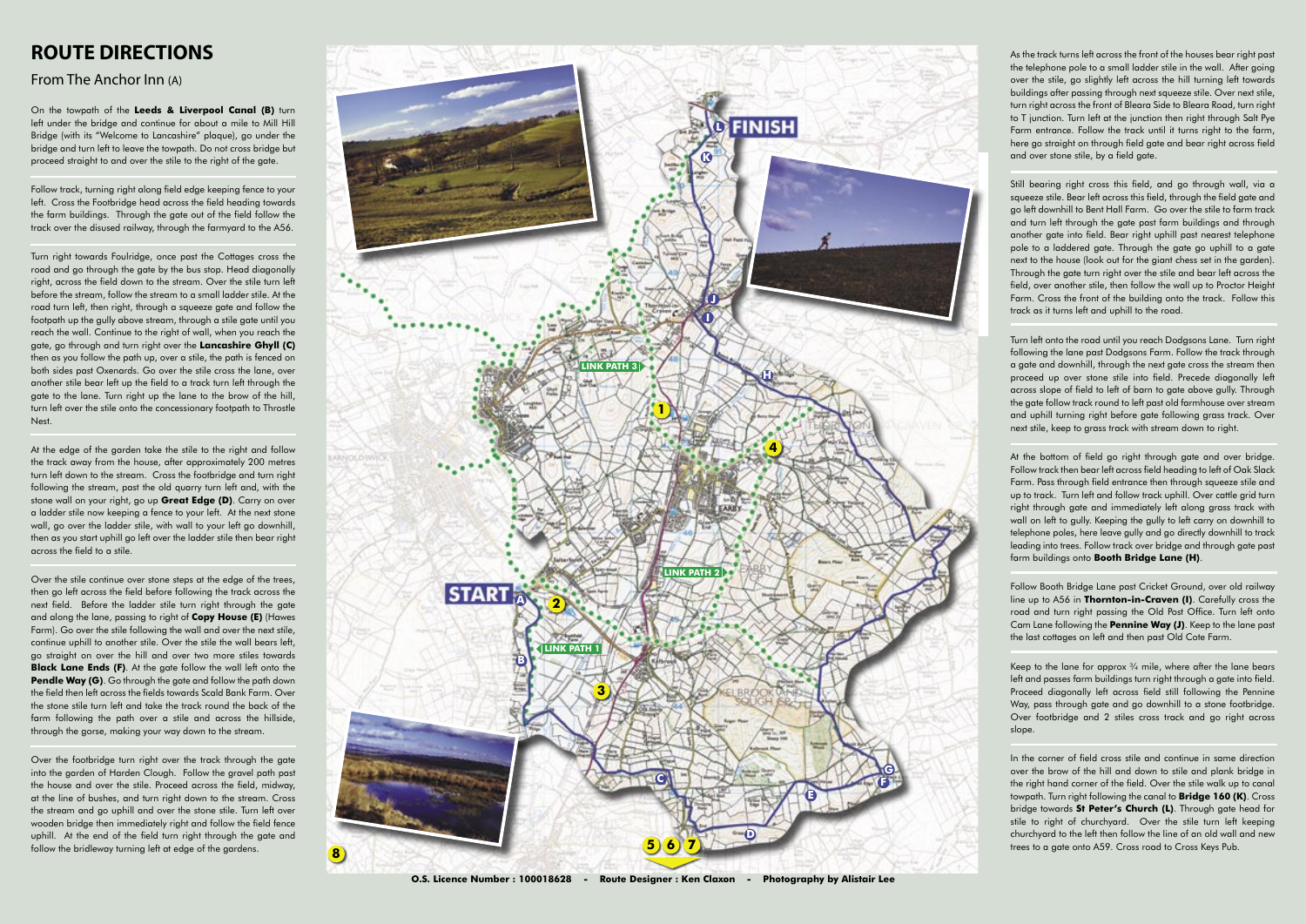# ROUTE DIRECTIONS

## From The Anchor Inn (A)

On the towpath of the **Leeds & Liverpool Canal (B)** turn left under the bridge and continue for about a mile to Mill Hill Bridge (with its "Welcome to Lancashire" plaque), go under the bridge and turn left to leave the towpath. Do not cross bridge but proceed straight to and over the stile to the right of the gate.

Follow track, turning right along field edge keeping fence to your left. Cross the Footbridge head across the field heading towards the farm buildings. Through the gate out of the field follow the track over the disused railway, through the farmyard to the A56.

Turn right towards Foulridge, once past the Cottages cross the road and go through the gate by the bus stop. Head diagonally right, across the field down to the stream. Over the stile turn left before the stream, follow the stream to a small ladder stile. At the road turn left, then right, through a squeeze gate and follow the footpath up the gully above stream, through a stile gate until you reach the wall. Continue to the right of wall, when you reach the gate, go through and turn right over the **Lancashire Ghyll (C)** then as you follow the path up, over a stile, the path is fenced on both sides past Oxenards. Go over the stile cross the lane, over another stile bear left up the field to a track turn left through the gate to the lane. Turn right up the lane to the brow of the hill, turn left over the stile onto the concessionary footpath to Throstle Nest.

At the edge of the garden take the stile to the right and follow the track away from the house, after approximately 200 metres turn left down to the stream. Cross the footbridge and turn right following the stream, past the old quarry turn left and, with the stone wall on your right, go up **Great Edge (D)**. Carry on over a ladder stile now keeping a fence to your left. At the next stone wall, go over the ladder stile, with wall to your left go downhill, then as you start uphill go left over the ladder stile then bear right across the field to a stile.

Over the stile continue over stone steps at the edge of the trees, then go left across the field before following the track across the next field. Before the ladder stile turn right through the gate and along the lane, passing to right of **Copy House (E)** (Hawes Farm). Go over the stile following the wall and over the next stile, continue uphill to another stile. Over the stile the wall bears left, go straight on over the hill and over two more stiles towards **Black Lane Ends (F)**. At the gate follow the wall left onto the **Pendle Way (G)**. Go through the gate and follow the path down the field then left across the fields towards Scald Bank Farm. Over the stone stile turn left and take the track round the back of the farm following the path over a stile and across the hillside, through the gorse, making your way down to the stream.

Over the footbridge turn right over the track through the gate into the garden of Harden Clough. Follow the gravel path past the house and over the stile. Proceed across the field, midway, at the line of bushes, and turn right down to the stream. Cross the stream and go uphill and over the stone stile. Turn left over wooden bridge then immediately right and follow the field fence uphill. At the end of the field turn right through the gate and follow the bridleway turning left at edge of the gardens.

START
FINISH
LINK PATH 1
LINK PATH 2
LINK PATH 3

O.S. Licence Number : 100018628 - Route Designer : Ken Claxon - Photography by Alistair Lee

As the track turns left across the front of the houses bear right past the telephone pole to a small ladder stile in the wall. After going over the stile, go slightly left across the hill turning left towards buildings after passing through next squeeze stile. Over next stile, turn right across the front of Bleara Side to Bleara Road, turn right to T junction. Turn left at the junction then right through Salt Pye Farm entrance. Follow the track until it turns right to the farm, here go straight on through field gate and bear right across field and over stone stile, by a field gate.

Still bearing right cross this field, and go through wall, via a squeeze stile. Bear left across this field, through the field gate and go left downhill to Bent Hall Farm. Go over the stile to farm track and turn left through the gate past farm buildings and through another gate into field. Bear right uphill past nearest telephone pole to a laddered gate. Through the gate go uphill to a gate next to the house (look out for the giant chess set in the garden). Through the gate turn right over the stile and bear left across the field, over another stile, then follow the wall up to Proctor Height Farm. Cross the front of the building onto the track. Follow this track as it turns left and uphill to the road.

Turn left onto the road until you reach Dodgsons Lane. Turn right following the lane past Dodgsons Farm. Follow the track through a gate and downhill, through the next gate cross the stream then proceed up over stone stile into field. Precede diagonally left across slope of field to left of barn to gate above gully. Through the gate follow track round to left past old farmhouse over stream and uphill turning right before gate following grass track. Over next stile, keep to grass track with stream down to right.

At the bottom of field go right through gate and over bridge. Follow track then bear left across field heading to left of Oak Slack Farm. Pass through field entrance then through squeeze stile and up to track. Turn left and follow track uphill. Over cattle grid turn right through gate and immediately left along grass track with wall on left to gully. Keeping the gully to left carry on downhill to telephone poles, here leave gully and go directly downhill to track leading into trees. Follow track over bridge and through gate past farm buildings onto **Booth Bridge Lane (H)**.

Follow Booth Bridge Lane past Cricket Ground, over old railway line up to A56 in **Thornton-in-Craven (I)**. Carefully cross the road and turn right passing the Old Post Office. Turn left onto Cam Lane following the **Pennine Way (J)**. Keep to the lane past the last cottages on left and then past Old Cote Farm.

Keep to the lane for approx ¾ mile, where after the lane bears left and passes farm buildings turn right through a gate into field. Proceed diagonally left across field still following the Pennine Way, pass through gate and go downhill to a stone footbridge. Over footbridge and 2 stiles cross track and go right across slope.

In the corner of field cross stile and continue in same direction over the brow of the hill and down to stile and plank bridge in the right hand corner of the field. Over the stile walk up to canal towpath. Turn right following the canal to **Bridge 160 (K)**. Cross bridge towards **St Peter's Church (L)**. Through gate head for stile to right of churchyard. Over the stile turn left keeping churchyard to the left then follow the line of an old wall and new trees to a gate onto A59. Cross road to Cross Keys Pub.